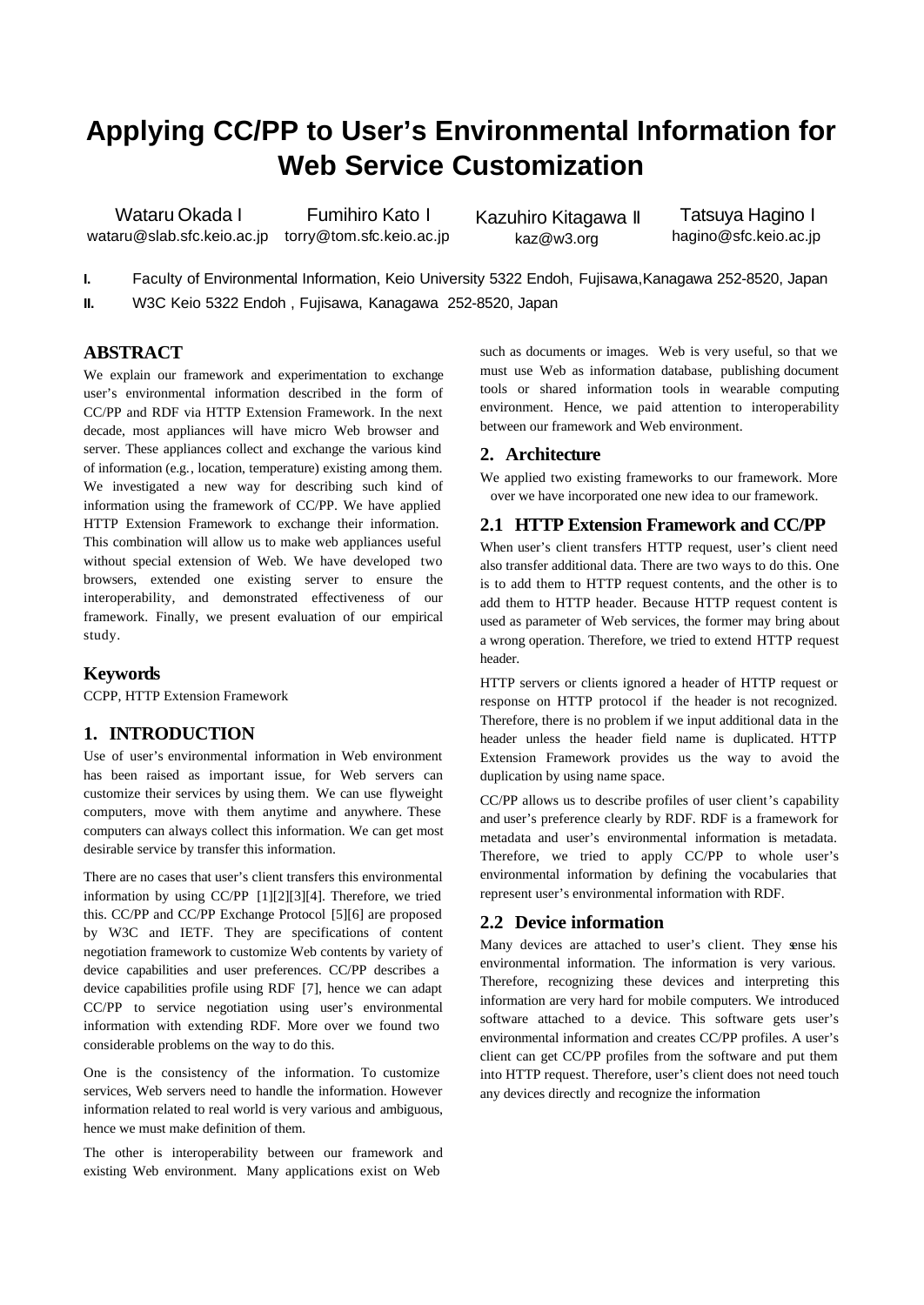# Applying CC/PP to User's Environmental Information for Web Service Customization

Wataru Okada I
wataru@slab.sfc.keio.ac.jp

Fumihiro Kato I
torry@tom.sfc.keio.ac.jp

Kazuhiro Kitagawa II
kaz@w3.org

Tatsuya Hagino I
hagino@sfc.keio.ac.jp

**I.** Faculty of Environmental Information, Keio University 5322 Endoh, Fujisawa,Kanagawa 252-8520, Japan

**II.** W3C Keio 5322 Endoh , Fujisawa, Kanagawa 252-8520, Japan

## ABSTRACT

We explain our framework and experimentation to exchange user's environmental information described in the form of CC/PP and RDF via HTTP Extension Framework. In the next decade, most appliances will have micro Web browser and server. These appliances collect and exchange the various kind of information (e.g., location, temperature) existing among them. We investigated a new way for describing such kind of information using the framework of CC/PP. We have applied HTTP Extension Framework to exchange their information. This combination will allow us to make web appliances useful without special extension of Web. We have developed two browsers, extended one existing server to ensure the interoperability, and demonstrated effectiveness of our framework. Finally, we present evaluation of our empirical study.

## Keywords

CCPP, HTTP Extension Framework

## 1. INTRODUCTION

Use of user's environmental information in Web environment has been raised as important issue, for Web servers can customize their services by using them. We can use flyweight computers, move with them anytime and anywhere. These computers can always collect this information. We can get most desirable service by transfer this information.

There are no cases that user's client transfers this environmental information by using CC/PP [1][2][3][4]. Therefore, we tried this. CC/PP and CC/PP Exchange Protocol [5][6] are proposed by W3C and IETF. They are specifications of content negotiation framework to customize Web contents by variety of device capabilities and user preferences. CC/PP describes a device capabilities profile using RDF [7], hence we can adapt CC/PP to service negotiation using user's environmental information with extending RDF. More over we found two considerable problems on the way to do this.

One is the consistency of the information. To customize services, Web servers need to handle the information. However information related to real world is very various and ambiguous, hence we must make definition of them.

The other is interoperability between our framework and existing Web environment. Many applications exist on Web such as documents or images. Web is very useful, so that we must use Web as information database, publishing document tools or shared information tools in wearable computing environment. Hence, we paid attention to interoperability between our framework and Web environment.

## 2. Architecture

We applied two existing frameworks to our framework. More over we have incorporated one new idea to our framework.

### 2.1 HTTP Extension Framework and CC/PP

When user's client transfers HTTP request, user's client need also transfer additional data. There are two ways to do this. One is to add them to HTTP request contents, and the other is to add them to HTTP header. Because HTTP request content is used as parameter of Web services, the former may bring about a wrong operation. Therefore, we tried to extend HTTP request header.

HTTP servers or clients ignored a header of HTTP request or response on HTTP protocol if the header is not recognized. Therefore, there is no problem if we input additional data in the header unless the header field name is duplicated. HTTP Extension Framework provides us the way to avoid the duplication by using name space.

CC/PP allows us to describe profiles of user client's capability and user's preference clearly by RDF. RDF is a framework for metadata and user's environmental information is metadata. Therefore, we tried to apply CC/PP to whole user's environmental information by defining the vocabularies that represent user's environmental information with RDF.

### 2.2 Device information

Many devices are attached to user's client. They sense his environmental information. The information is very various. Therefore, recognizing these devices and interpreting this information are very hard for mobile computers. We introduced software attached to a device. This software gets user's environmental information and creates CC/PP profiles. A user's client can get CC/PP profiles from the software and put them into HTTP request. Therefore, user's client does not need touch any devices directly and recognize the information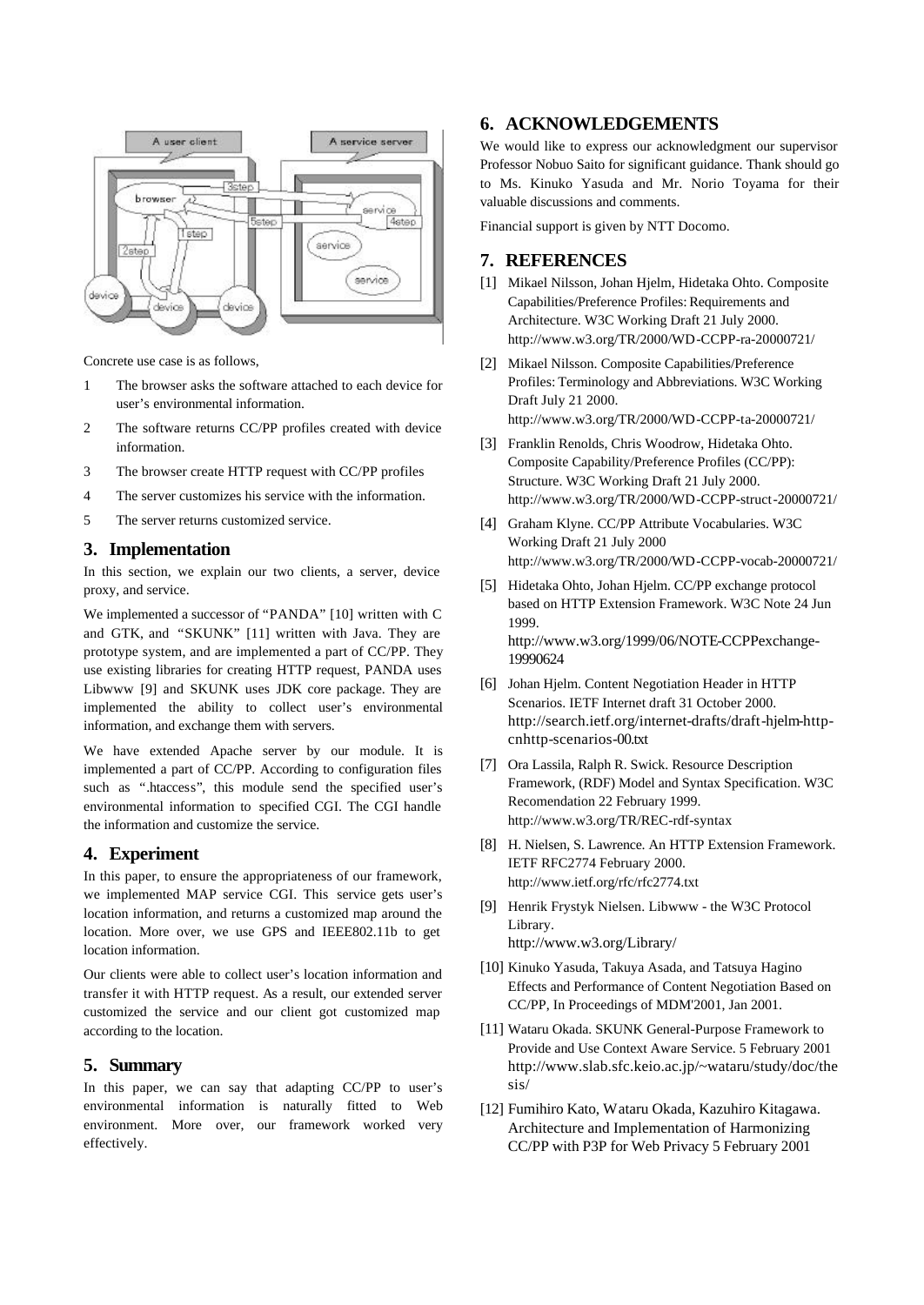A user client

A service server

browser

3step

service

5step

4step

1step

2step

service

service

device

device

device

Concrete use case is as follows,

1 The browser asks the software attached to each device for user's environmental information.

2 The software returns CC/PP profiles created with device information.

3 The browser create HTTP request with CC/PP profiles

4 The server customizes his service with the information.

5 The server returns customized service.

## 3. Implementation

In this section, we explain our two clients, a server, device proxy, and service.

We implemented a successor of "PANDA" [10] written with C and GTK, and "SKUNK" [11] written with Java. They are prototype system, and are implemented a part of CC/PP. They use existing libraries for creating HTTP request, PANDA uses Libwww [9] and SKUNK uses JDK core package. They are implemented the ability to collect user's environmental information, and exchange them with servers.

We have extended Apache server by our module. It is implemented a part of CC/PP. According to configuration files such as ".htaccess", this module send the specified user's environmental information to specified CGI. The CGI handle the information and customize the service.

## 4. Experiment

In this paper, to ensure the appropriateness of our framework, we implemented MAP service CGI. This service gets user's location information, and returns a customized map around the location. More over, we use GPS and IEEE802.11b to get location information.

Our clients were able to collect user's location information and transfer it with HTTP request. As a result, our extended server customized the service and our client got customized map according to the location.

## 5. Summary

In this paper, we can say that adapting CC/PP to user's environmental information is naturally fitted to Web environment. More over, our framework worked very effectively.

## 6. ACKNOWLEDGEMENTS

We would like to express our acknowledgment our supervisor Professor Nobuo Saito for significant guidance. Thank should go to Ms. Kinuko Yasuda and Mr. Norio Toyama for their valuable discussions and comments.

Financial support is given by NTT Docomo.

## 7. REFERENCES

[1] Mikael Nilsson, Johan Hjelm, Hidetaka Ohto. Composite Capabilities/Preference Profiles: Requirements and Architecture. W3C Working Draft 21 July 2000. http://www.w3.org/TR/2000/WD-CCPP-ra-20000721/

[2] Mikael Nilsson. Composite Capabilities/Preference Profiles: Terminology and Abbreviations. W3C Working Draft July 21 2000. http://www.w3.org/TR/2000/WD-CCPP-ta-20000721/

[3] Franklin Renolds, Chris Woodrow, Hidetaka Ohto. Composite Capability/Preference Profiles (CC/PP): Structure. W3C Working Draft 21 July 2000. http://www.w3.org/TR/2000/WD-CCPP-struct-20000721/

[4] Graham Klyne. CC/PP Attribute Vocabularies. W3C Working Draft 21 July 2000 http://www.w3.org/TR/2000/WD-CCPP-vocab-20000721/

[5] Hidetaka Ohto, Johan Hjelm. CC/PP exchange protocol based on HTTP Extension Framework. W3C Note 24 Jun 1999. http://www.w3.org/1999/06/NOTE-CCPPexchange-19990624

[6] Johan Hjelm. Content Negotiation Header in HTTP Scenarios. IETF Internet draft 31 October 2000. http://search.ietf.org/internet-drafts/draft-hjelm-http-cnhttp-scenarios-00.txt

[7] Ora Lassila, Ralph R. Swick. Resource Description Framework, (RDF) Model and Syntax Specification. W3C Recomendation 22 February 1999. http://www.w3.org/TR/REC-rdf-syntax

[8] H. Nielsen, S. Lawrence. An HTTP Extension Framework. IETF RFC2774 February 2000. http://www.ietf.org/rfc/rfc2774.txt

[9] Henrik Frystyk Nielsen. Libwww - the W3C Protocol Library. http://www.w3.org/Library/

[10] Kinuko Yasuda, Takuya Asada, and Tatsuya Hagino Effects and Performance of Content Negotiation Based on CC/PP, In Proceedings of MDM'2001, Jan 2001.

[11] Wataru Okada. SKUNK General-Purpose Framework to Provide and Use Context Aware Service. 5 February 2001 http://www.slab.sfc.keio.ac.jp/~wataru/study/doc/thesis/

[12] Fumihiro Kato, Wataru Okada, Kazuhiro Kitagawa. Architecture and Implementation of Harmonizing CC/PP with P3P for Web Privacy 5 February 2001